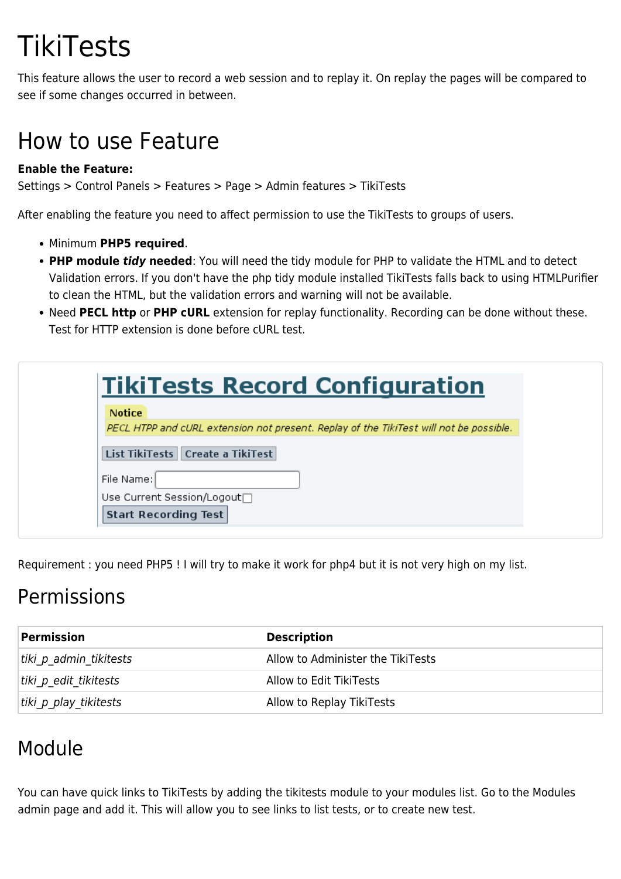# TikiTests

This feature allows the user to record a web session and to replay it. On replay the pages will be compared to see if some changes occurred in between.

## How to use Feature

**Enable the Feature:**
Settings > Control Panels > Features > Page > Admin features > TikiTests

After enabling the feature you need to affect permission to use the TikiTests to groups of users.

- Minimum **PHP5 required**.
- **PHP module *tidy* needed**: You will need the tidy module for PHP to validate the HTML and to detect Validation errors. If you don't have the php tidy module installed TikiTests falls back to using HTMLPurifier to clean the HTML, but the validation errors and warning will not be available.
- Need **PECL http** or **PHP cURL** extension for replay functionality. Recording can be done without these. Test for HTTP extension is done before cURL test.

Requirement : you need PHP5 ! I will try to make it work for php4 but it is not very high on my list.

## Permissions

| Permission | Description |
|---|---|
| *tiki_p_admin_tikitests* | Allow to Administer the TikiTests |
| *tiki_p_edit_tikitests* | Allow to Edit TikiTests |
| *tiki_p_play_tikitests* | Allow to Replay TikiTests |

## Module

You can have quick links to TikiTests by adding the tikitests module to your modules list. Go to the Modules admin page and add it. This will allow you to see links to list tests, or to create new test.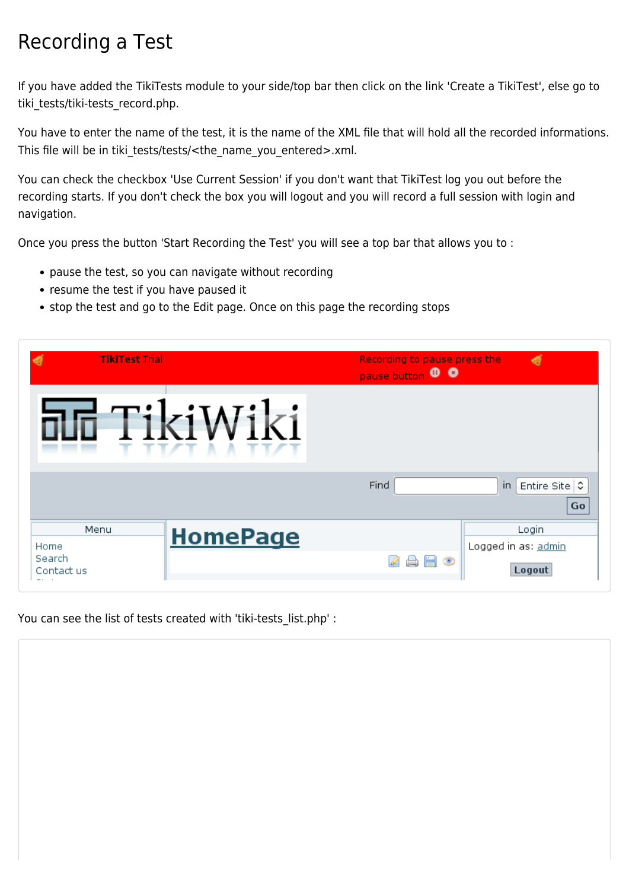# Recording a Test

If you have added the TikiTests module to your side/top bar then click on the link 'Create a TikiTest', else go to tiki_tests/tiki-tests_record.php.

You have to enter the name of the test, it is the name of the XML file that will hold all the recorded informations. This file will be in tiki_tests/tests/<the_name_you_entered>.xml.

You can check the checkbox 'Use Current Session' if you don't want that TikiTest log you out before the recording starts. If you don't check the box you will logout and you will record a full session with login and navigation.

Once you press the button 'Start Recording the Test' you will see a top bar that allows you to :

- pause the test, so you can navigate without recording
- resume the test if you have paused it
- stop the test and go to the Edit page. Once on this page the recording stops

You can see the list of tests created with 'tiki-tests_list.php' :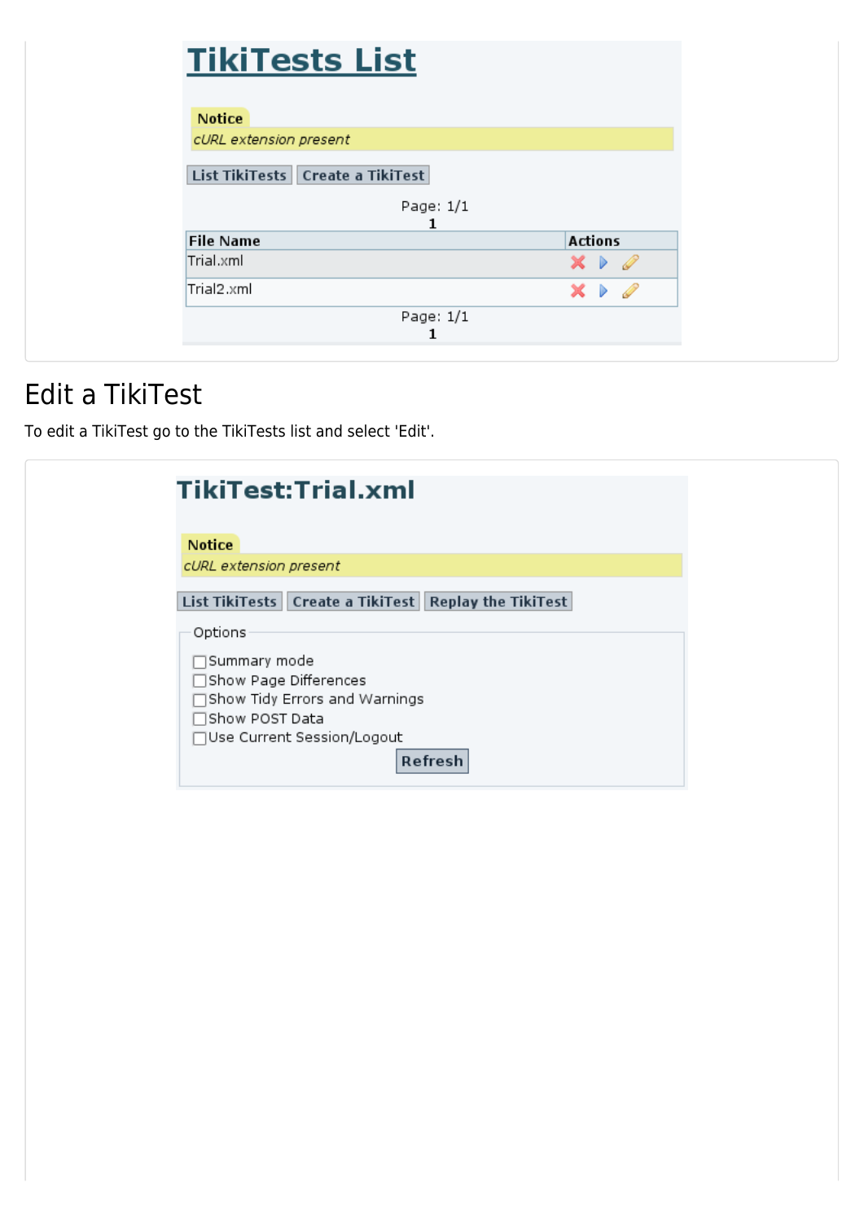# TikiTests List

**Notice**

*cURL extension present*

List TikiTests | Create a TikiTest

Page: 1/1
**1**

| File Name | Actions |
|---|---|
| Trial.xml | |
| Trial2.xml | |

Page: 1/1
**1**

## Edit a TikiTest

To edit a TikiTest go to the TikiTests list and select 'Edit'.

# TikiTest:Trial.xml

**Notice**

*cURL extension present*

List TikiTests | Create a TikiTest | Replay the TikiTest

Options

- [ ] Summary mode
- [ ] Show Page Differences
- [ ] Show Tidy Errors and Warnings
- [ ] Show POST Data
- [ ] Use Current Session/Logout

Refresh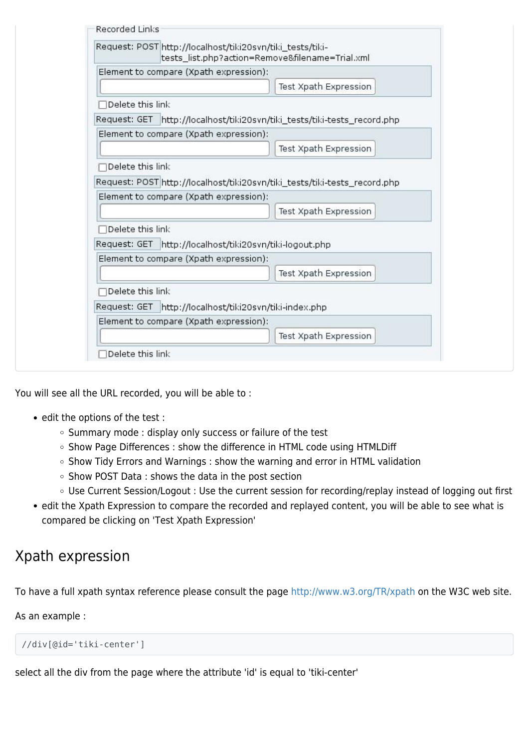Recorded Links

Request: POST http://localhost/tiki20svn/tiki_tests/tiki-tests_list.php?action=Remove&filename=Trial.xml

Element to compare (Xpath expression): Test Xpath Expression

Delete this link

Request: GET http://localhost/tiki20svn/tiki_tests/tiki-tests_record.php

Element to compare (Xpath expression): Test Xpath Expression

Delete this link

Request: POST http://localhost/tiki20svn/tiki_tests/tiki-tests_record.php

Element to compare (Xpath expression): Test Xpath Expression

Delete this link

Request: GET http://localhost/tiki20svn/tiki-logout.php

Element to compare (Xpath expression): Test Xpath Expression

Delete this link

Request: GET http://localhost/tiki20svn/tiki-index.php

Element to compare (Xpath expression): Test Xpath Expression

Delete this link

You will see all the URL recorded, you will be able to :

- edit the options of the test :
  - Summary mode : display only success or failure of the test
  - Show Page Differences : show the difference in HTML code using HTMLDiff
  - Show Tidy Errors and Warnings : show the warning and error in HTML validation
  - Show POST Data : shows the data in the post section
  - Use Current Session/Logout : Use the current session for recording/replay instead of logging out first
- edit the Xpath Expression to compare the recorded and replayed content, you will be able to see what is compared be clicking on 'Test Xpath Expression'

## Xpath expression

To have a full xpath syntax reference please consult the page http://www.w3.org/TR/xpath on the W3C web site.

As an example :

```
//div[@id='tiki-center']
```

select all the div from the page where the attribute 'id' is equal to 'tiki-center'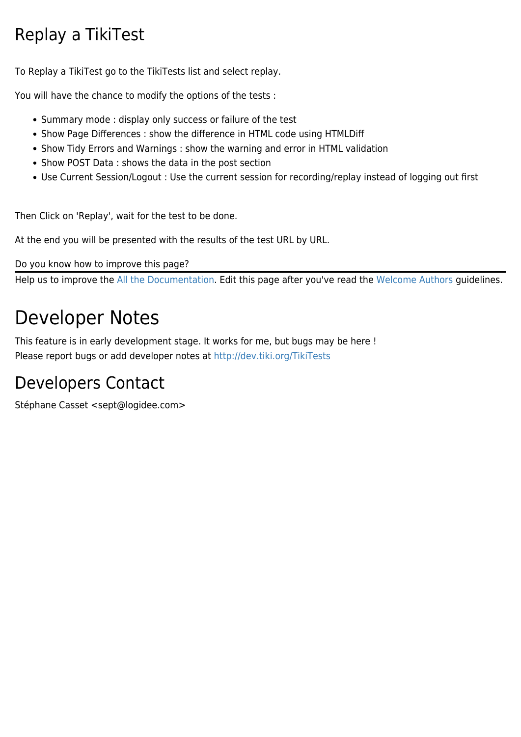# Replay a TikiTest

To Replay a TikiTest go to the TikiTests list and select replay.

You will have the chance to modify the options of the tests :

- Summary mode : display only success or failure of the test
- Show Page Differences : show the difference in HTML code using HTMLDiff
- Show Tidy Errors and Warnings : show the warning and error in HTML validation
- Show POST Data : shows the data in the post section
- Use Current Session/Logout : Use the current session for recording/replay instead of logging out first

Then Click on 'Replay', wait for the test to be done.

At the end you will be presented with the results of the test URL by URL.

Do you know how to improve this page?

Help us to improve the All the Documentation. Edit this page after you've read the Welcome Authors guidelines.

# Developer Notes

This feature is in early development stage. It works for me, but bugs may be here !
Please report bugs or add developer notes at http://dev.tiki.org/TikiTests

## Developers Contact

Stéphane Casset <sept@logidee.com>